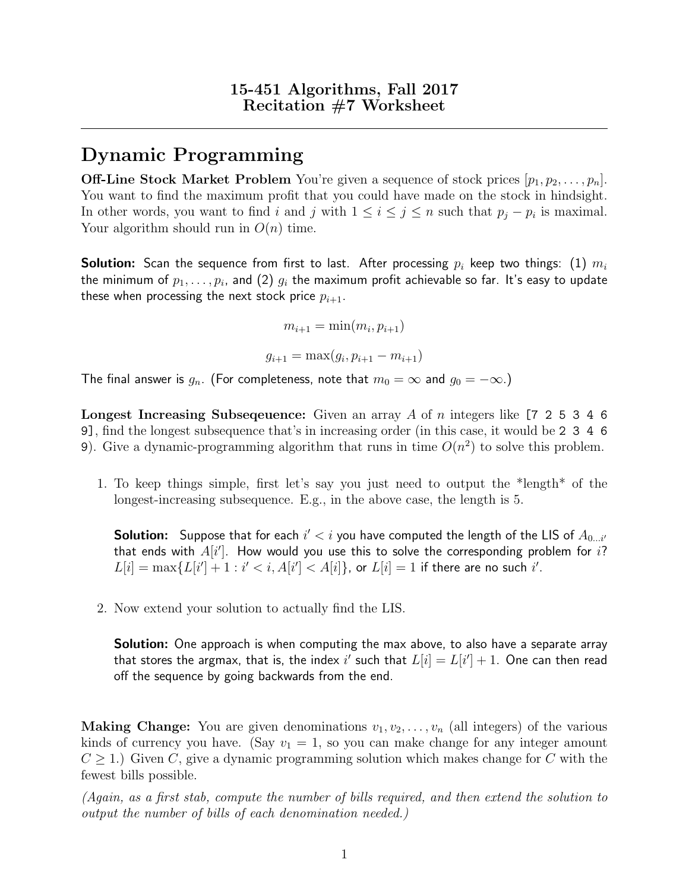**15-451 Algorithms, Fall 2017**
**Recitation #7 Worksheet**

---

# Dynamic Programming

**Off-Line Stock Market Problem** You're given a sequence of stock prices $[p_1, p_2, \ldots, p_n]$. You want to find the maximum profit that you could have made on the stock in hindsight. In other words, you want to find $i$ and $j$ with $1 \le i \le j \le n$ such that $p_j - p_i$ is maximal. Your algorithm should run in $O(n)$ time.

**Solution:** Scan the sequence from first to last. After processing $p_i$ keep two things: (1) $m_i$ the minimum of $p_1, \ldots, p_i$, and (2) $g_i$ the maximum profit achievable so far. It's easy to update these when processing the next stock price $p_{i+1}$.

$$m_{i+1} = \min(m_i, p_{i+1})$$

$$g_{i+1} = \max(g_i, p_{i+1} - m_{i+1})$$

The final answer is $g_n$. (For completeness, note that $m_0 = \infty$ and $g_0 = -\infty$.)

**Longest Increasing Subseqeuence:** Given an array $A$ of $n$ integers like `[7 2 5 3 4 6 9]`, find the longest subsequence that's in increasing order (in this case, it would be `2 3 4 6 9`). Give a dynamic-programming algorithm that runs in time $O(n^2)$ to solve this problem.

1. To keep things simple, first let's say you just need to output the *length* of the longest-increasing subsequence. E.g., in the above case, the length is 5.

   **Solution:** Suppose that for each $i' < i$ you have computed the length of the LIS of $A_{0\ldots i'}$ that ends with $A[i']$. How would you use this to solve the corresponding problem for $i$? $L[i] = \max\{L[i'] + 1 : i' < i, A[i'] < A[i]\}$, or $L[i] = 1$ if there are no such $i'$.

2. Now extend your solution to actually find the LIS.

   **Solution:** One approach is when computing the max above, to also have a separate array that stores the argmax, that is, the index $i'$ such that $L[i] = L[i'] + 1$. One can then read off the sequence by going backwards from the end.

**Making Change:** You are given denominations $v_1, v_2, \ldots, v_n$ (all integers) of the various kinds of currency you have. (Say $v_1 = 1$, so you can make change for any integer amount $C \ge 1$.) Given $C$, give a dynamic programming solution which makes change for $C$ with the fewest bills possible.

*(Again, as a first stab, compute the number of bills required, and then extend the solution to output the number of bills of each denomination needed.)*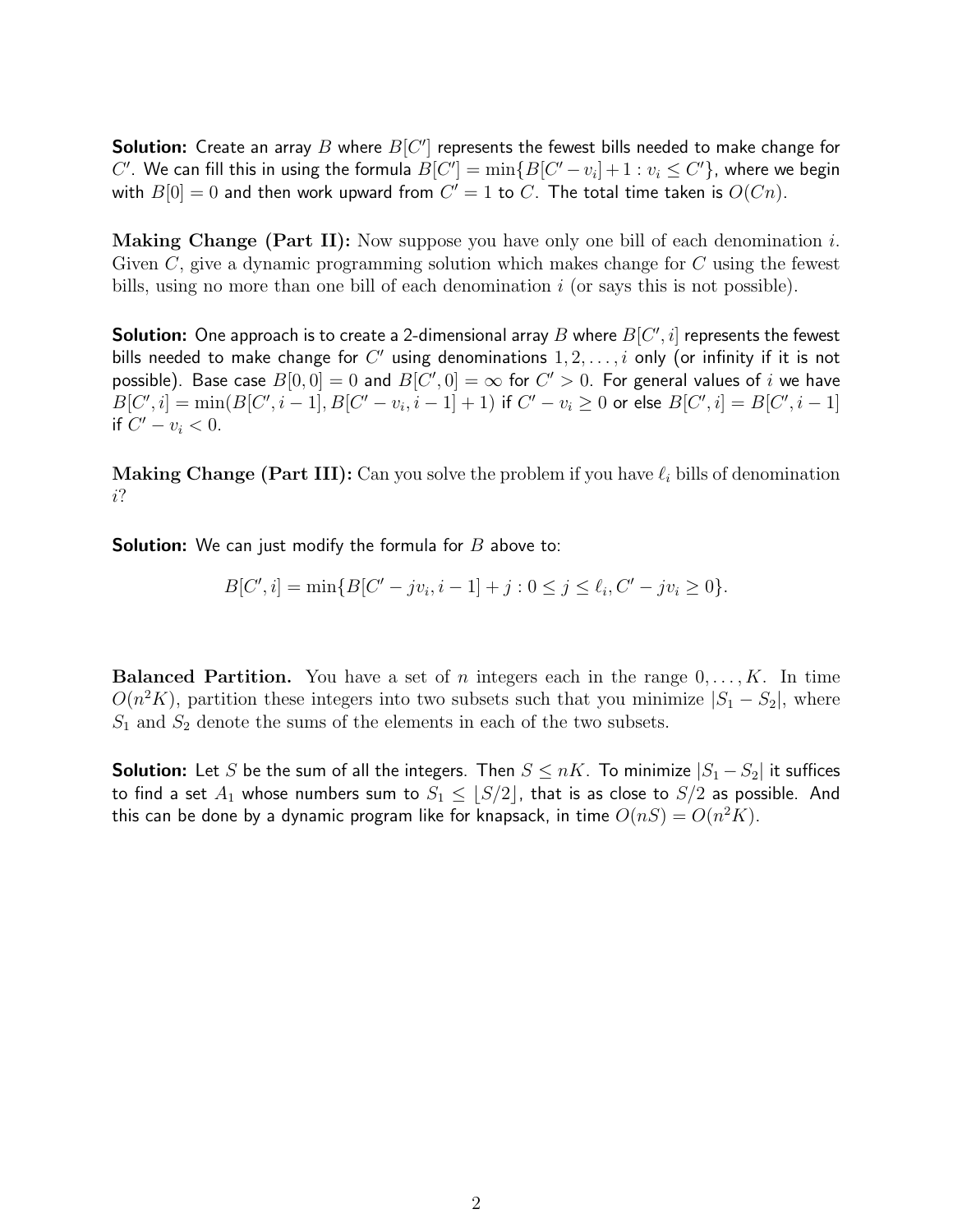**Solution:** Create an array $B$ where $B[C']$ represents the fewest bills needed to make change for $C'$. We can fill this in using the formula $B[C'] = \min\{B[C' - v_i] + 1 : v_i \leq C'\}$, where we begin with $B[0] = 0$ and then work upward from $C' = 1$ to $C$. The total time taken is $O(Cn)$.

**Making Change (Part II):** Now suppose you have only one bill of each denomination $i$. Given $C$, give a dynamic programming solution which makes change for $C$ using the fewest bills, using no more than one bill of each denomination $i$ (or says this is not possible).

**Solution:** One approach is to create a 2-dimensional array $B$ where $B[C', i]$ represents the fewest bills needed to make change for $C'$ using denominations $1, 2, \ldots, i$ only (or infinity if it is not possible). Base case $B[0, 0] = 0$ and $B[C', 0] = \infty$ for $C' > 0$. For general values of $i$ we have $B[C', i] = \min(B[C', i-1], B[C' - v_i, i-1] + 1)$ if $C' - v_i \geq 0$ or else $B[C', i] = B[C', i-1]$ if $C' - v_i < 0$.

**Making Change (Part III):** Can you solve the problem if you have $\ell_i$ bills of denomination $i$?

**Solution:** We can just modify the formula for $B$ above to:

$$B[C', i] = \min\{B[C' - jv_i, i-1] + j : 0 \leq j \leq \ell_i, C' - jv_i \geq 0\}.$$

**Balanced Partition.** You have a set of $n$ integers each in the range $0, \ldots, K$. In time $O(n^2K)$, partition these integers into two subsets such that you minimize $|S_1 - S_2|$, where $S_1$ and $S_2$ denote the sums of the elements in each of the two subsets.

**Solution:** Let $S$ be the sum of all the integers. Then $S \leq nK$. To minimize $|S_1 - S_2|$ it suffices to find a set $A_1$ whose numbers sum to $S_1 \leq \lfloor S/2 \rfloor$, that is as close to $S/2$ as possible. And this can be done by a dynamic program like for knapsack, in time $O(nS) = O(n^2K)$.